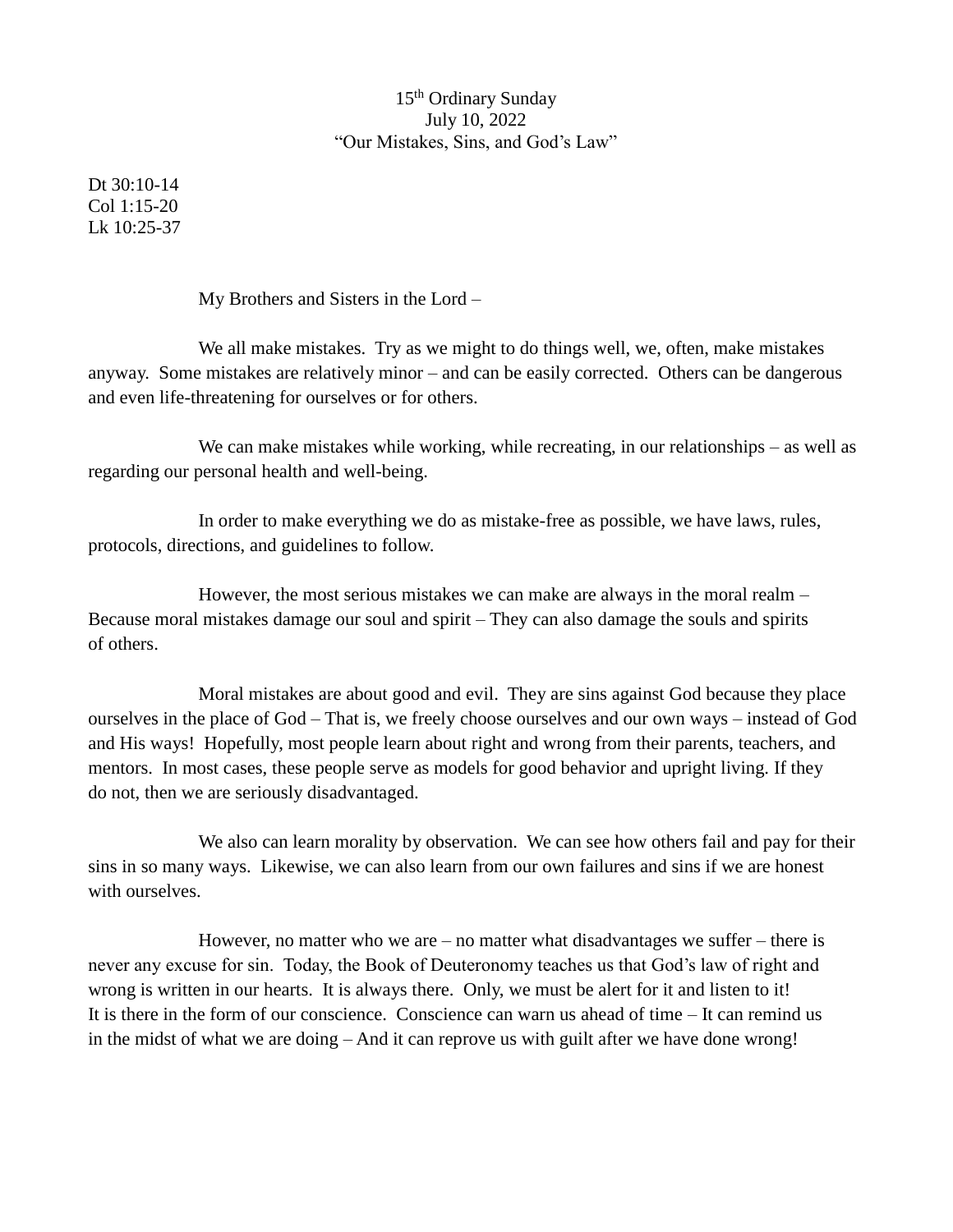15th Ordinary Sunday
July 10, 2022
"Our Mistakes, Sins, and God's Law"

Dt 30:10-14
Col 1:15-20
Lk 10:25-37

My Brothers and Sisters in the Lord –

We all make mistakes. Try as we might to do things well, we, often, make mistakes anyway. Some mistakes are relatively minor – and can be easily corrected. Others can be dangerous and even life-threatening for ourselves or for others.

We can make mistakes while working, while recreating, in our relationships – as well as regarding our personal health and well-being.

In order to make everything we do as mistake-free as possible, we have laws, rules, protocols, directions, and guidelines to follow.

However, the most serious mistakes we can make are always in the moral realm – Because moral mistakes damage our soul and spirit – They can also damage the souls and spirits of others.

Moral mistakes are about good and evil. They are sins against God because they place ourselves in the place of God – That is, we freely choose ourselves and our own ways – instead of God and His ways! Hopefully, most people learn about right and wrong from their parents, teachers, and mentors. In most cases, these people serve as models for good behavior and upright living. If they do not, then we are seriously disadvantaged.

We also can learn morality by observation. We can see how others fail and pay for their sins in so many ways. Likewise, we can also learn from our own failures and sins if we are honest with ourselves.

However, no matter who we are – no matter what disadvantages we suffer – there is never any excuse for sin. Today, the Book of Deuteronomy teaches us that God's law of right and wrong is written in our hearts. It is always there. Only, we must be alert for it and listen to it! It is there in the form of our conscience. Conscience can warn us ahead of time – It can remind us in the midst of what we are doing – And it can reprove us with guilt after we have done wrong!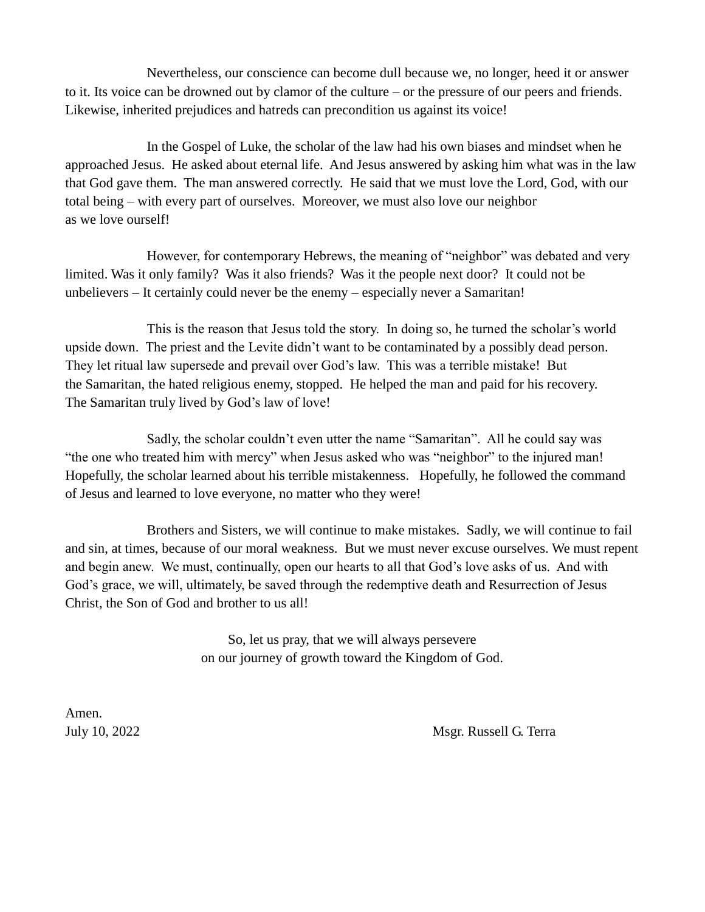Nevertheless, our conscience can become dull because we, no longer, heed it or answer to it. Its voice can be drowned out by clamor of the culture – or the pressure of our peers and friends. Likewise, inherited prejudices and hatreds can precondition us against its voice!

In the Gospel of Luke, the scholar of the law had his own biases and mindset when he approached Jesus. He asked about eternal life. And Jesus answered by asking him what was in the law that God gave them. The man answered correctly. He said that we must love the Lord, God, with our total being – with every part of ourselves. Moreover, we must also love our neighbor as we love ourself!

However, for contemporary Hebrews, the meaning of "neighbor" was debated and very limited. Was it only family? Was it also friends? Was it the people next door? It could not be unbelievers – It certainly could never be the enemy – especially never a Samaritan!

This is the reason that Jesus told the story. In doing so, he turned the scholar's world upside down. The priest and the Levite didn't want to be contaminated by a possibly dead person. They let ritual law supersede and prevail over God's law. This was a terrible mistake! But the Samaritan, the hated religious enemy, stopped. He helped the man and paid for his recovery. The Samaritan truly lived by God's law of love!

Sadly, the scholar couldn't even utter the name "Samaritan". All he could say was "the one who treated him with mercy" when Jesus asked who was "neighbor" to the injured man! Hopefully, the scholar learned about his terrible mistakenness. Hopefully, he followed the command of Jesus and learned to love everyone, no matter who they were!

Brothers and Sisters, we will continue to make mistakes. Sadly, we will continue to fail and sin, at times, because of our moral weakness. But we must never excuse ourselves. We must repent and begin anew. We must, continually, open our hearts to all that God's love asks of us. And with God's grace, we will, ultimately, be saved through the redemptive death and Resurrection of Jesus Christ, the Son of God and brother to us all!

So, let us pray, that we will always persevere
on our journey of growth toward the Kingdom of God.

Amen.

July 10, 2022

Msgr. Russell G. Terra